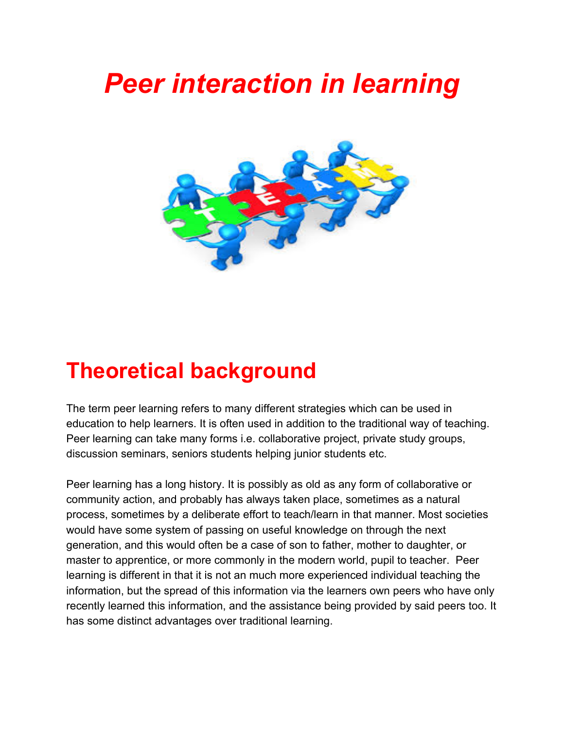# *Peer interaction in learning*

## Theoretical background

The term peer learning refers to many different strategies which can be used in education to help learners. It is often used in addition to the traditional way of teaching. Peer learning can take many forms i.e. collaborative project, private study groups, discussion seminars, seniors students helping junior students etc.

Peer learning has a long history. It is possibly as old as any form of collaborative or community action, and probably has always taken place, sometimes as a natural process, sometimes by a deliberate effort to teach/learn in that manner. Most societies would have some system of passing on useful knowledge on through the next generation, and this would often be a case of son to father, mother to daughter, or master to apprentice, or more commonly in the modern world, pupil to teacher. Peer learning is different in that it is not an much more experienced individual teaching the information, but the spread of this information via the learners own peers who have only recently learned this information, and the assistance being provided by said peers too. It has some distinct advantages over traditional learning.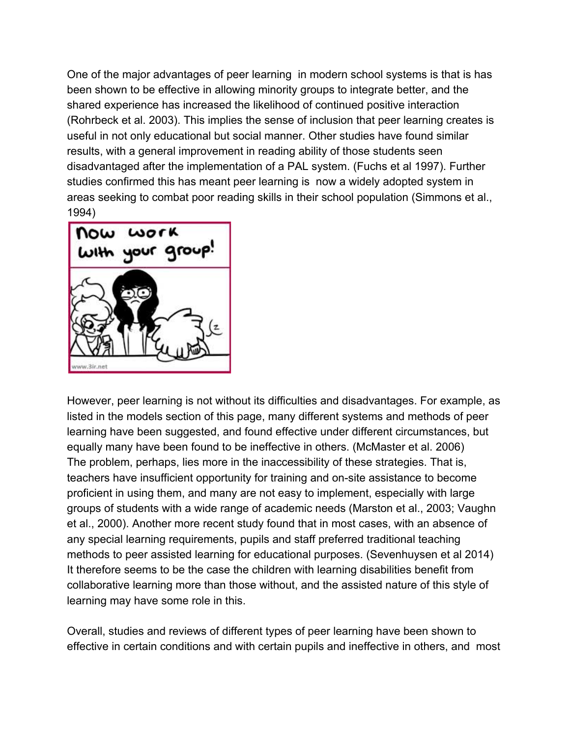One of the major advantages of peer learning  in modern school systems is that is has been shown to be effective in allowing minority groups to integrate better, and the shared experience has increased the likelihood of continued positive interaction (Rohrbeck et al. 2003). This implies the sense of inclusion that peer learning creates is useful in not only educational but social manner. Other studies have found similar results, with a general improvement in reading ability of those students seen disadvantaged after the implementation of a PAL system. (Fuchs et al 1997). Further studies confirmed this has meant peer learning is  now a widely adopted system in areas seeking to combat poor reading skills in their school population (Simmons et al., 1994)

However, peer learning is not without its difficulties and disadvantages. For example, as listed in the models section of this page, many different systems and methods of peer learning have been suggested, and found effective under different circumstances, but equally many have been found to be ineffective in others. (McMaster et al. 2006) The problem, perhaps, lies more in the inaccessibility of these strategies. That is, teachers have insufficient opportunity for training and on-site assistance to become proficient in using them, and many are not easy to implement, especially with large groups of students with a wide range of academic needs (Marston et al., 2003; Vaughn et al., 2000). Another more recent study found that in most cases, with an absence of any special learning requirements, pupils and staff preferred traditional teaching methods to peer assisted learning for educational purposes. (Sevenhuysen et al 2014) It therefore seems to be the case the children with learning disabilities benefit from collaborative learning more than those without, and the assisted nature of this style of learning may have some role in this.

Overall, studies and reviews of different types of peer learning have been shown to effective in certain conditions and with certain pupils and ineffective in others, and  most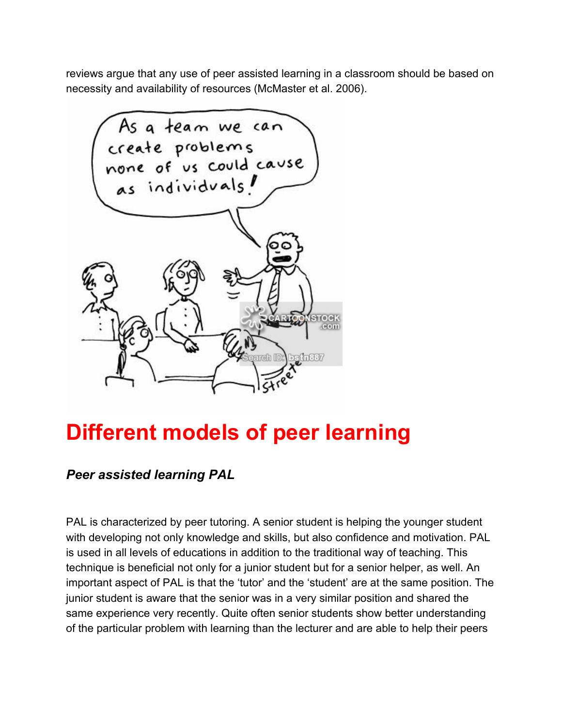reviews argue that any use of peer assisted learning in a classroom should be based on necessity and availability of resources (McMaster et al. 2006).

# Different models of peer learning

### *Peer assisted learning PAL*

PAL is characterized by peer tutoring. A senior student is helping the younger student with developing not only knowledge and skills, but also confidence and motivation. PAL is used in all levels of educations in addition to the traditional way of teaching. This technique is beneficial not only for a junior student but for a senior helper, as well. An important aspect of PAL is that the 'tutor' and the 'student' are at the same position. The junior student is aware that the senior was in a very similar position and shared the same experience very recently. Quite often senior students show better understanding of the particular problem with learning than the lecturer and are able to help their peers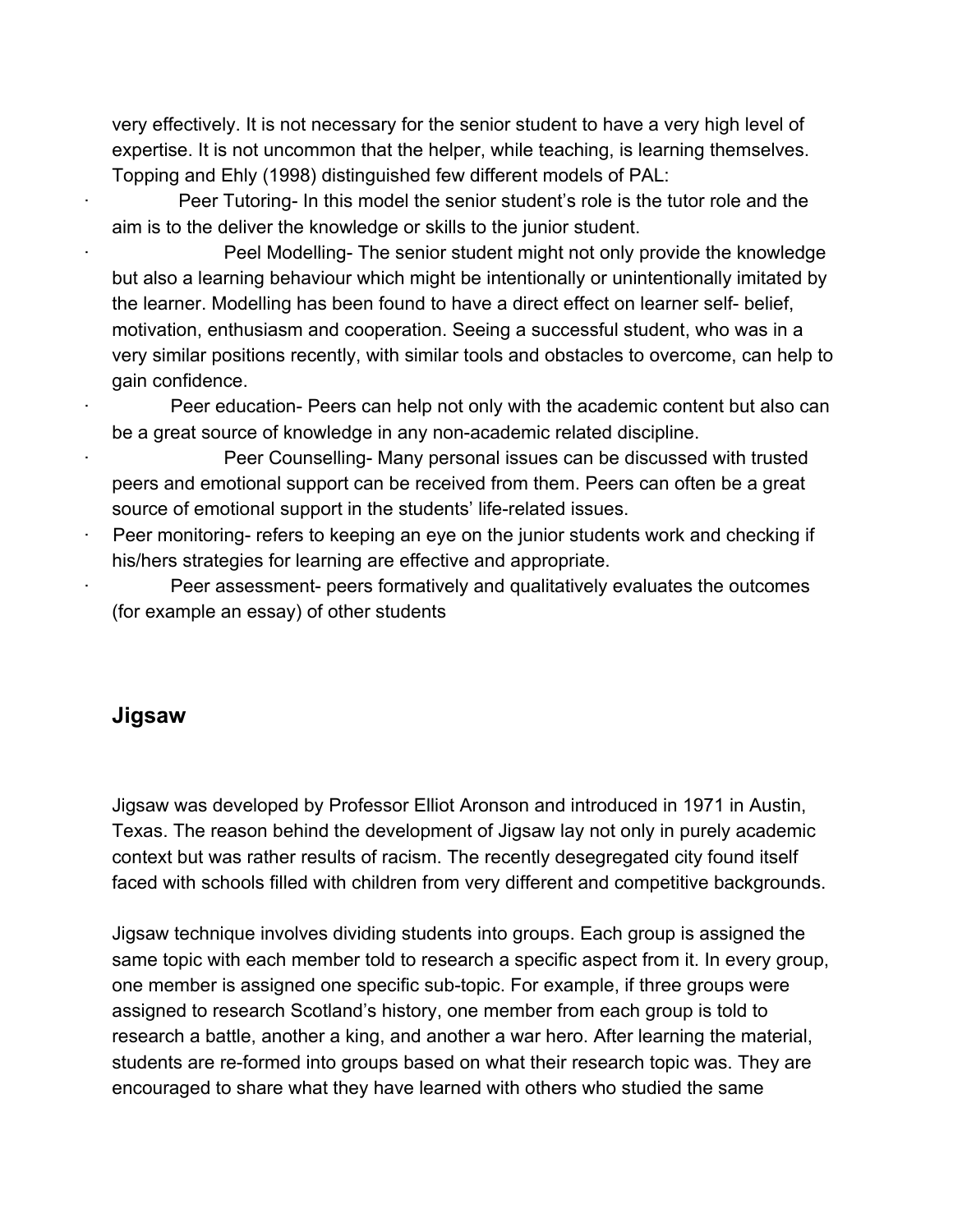very effectively. It is not necessary for the senior student to have a very high level of expertise. It is not uncommon that the helper, while teaching, is learning themselves. Topping and Ehly (1998) distinguished few different models of PAL:

- Peer Tutoring- In this model the senior student's role is the tutor role and the aim is to the deliver the knowledge or skills to the junior student.
- Peel Modelling- The senior student might not only provide the knowledge but also a learning behaviour which might be intentionally or unintentionally imitated by the learner. Modelling has been found to have a direct effect on learner self- belief, motivation, enthusiasm and cooperation. Seeing a successful student, who was in a very similar positions recently, with similar tools and obstacles to overcome, can help to gain confidence.
- Peer education- Peers can help not only with the academic content but also can be a great source of knowledge in any non-academic related discipline.
- Peer Counselling- Many personal issues can be discussed with trusted peers and emotional support can be received from them. Peers can often be a great source of emotional support in the students' life-related issues.
- Peer monitoring- refers to keeping an eye on the junior students work and checking if his/hers strategies for learning are effective and appropriate.
- Peer assessment- peers formatively and qualitatively evaluates the outcomes (for example an essay) of other students

## Jigsaw

Jigsaw was developed by Professor Elliot Aronson and introduced in 1971 in Austin, Texas. The reason behind the development of Jigsaw lay not only in purely academic context but was rather results of racism. The recently desegregated city found itself faced with schools filled with children from very different and competitive backgrounds.

Jigsaw technique involves dividing students into groups. Each group is assigned the same topic with each member told to research a specific aspect from it. In every group, one member is assigned one specific sub-topic. For example, if three groups were assigned to research Scotland's history, one member from each group is told to research a battle, another a king, and another a war hero. After learning the material, students are re-formed into groups based on what their research topic was. They are encouraged to share what they have learned with others who studied the same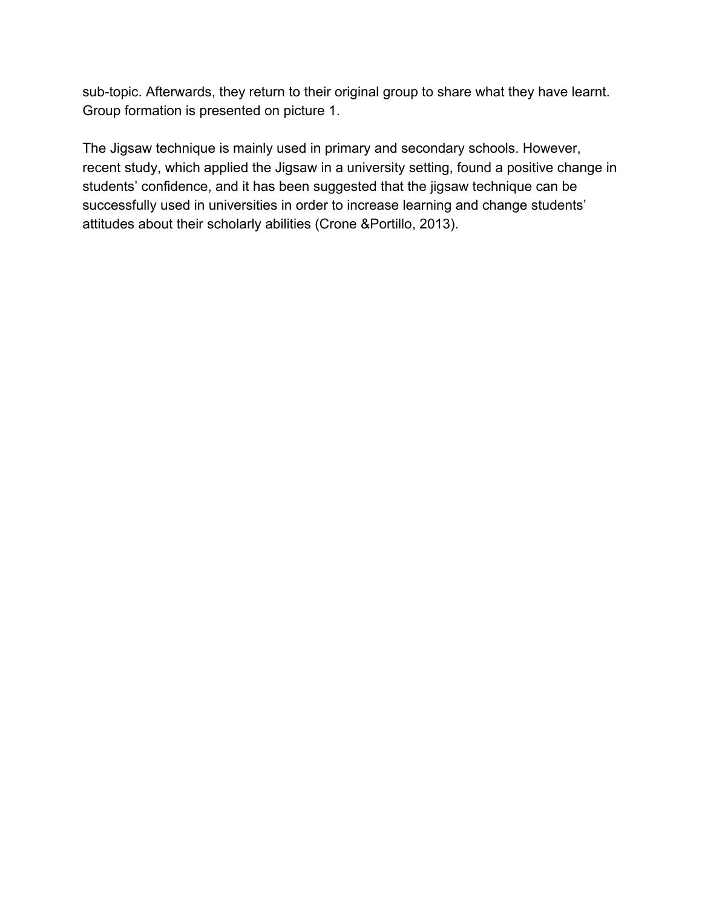sub-topic. Afterwards, they return to their original group to share what they have learnt. Group formation is presented on picture 1.

The Jigsaw technique is mainly used in primary and secondary schools. However, recent study, which applied the Jigsaw in a university setting, found a positive change in students' confidence, and it has been suggested that the jigsaw technique can be successfully used in universities in order to increase learning and change students' attitudes about their scholarly abilities (Crone &Portillo, 2013).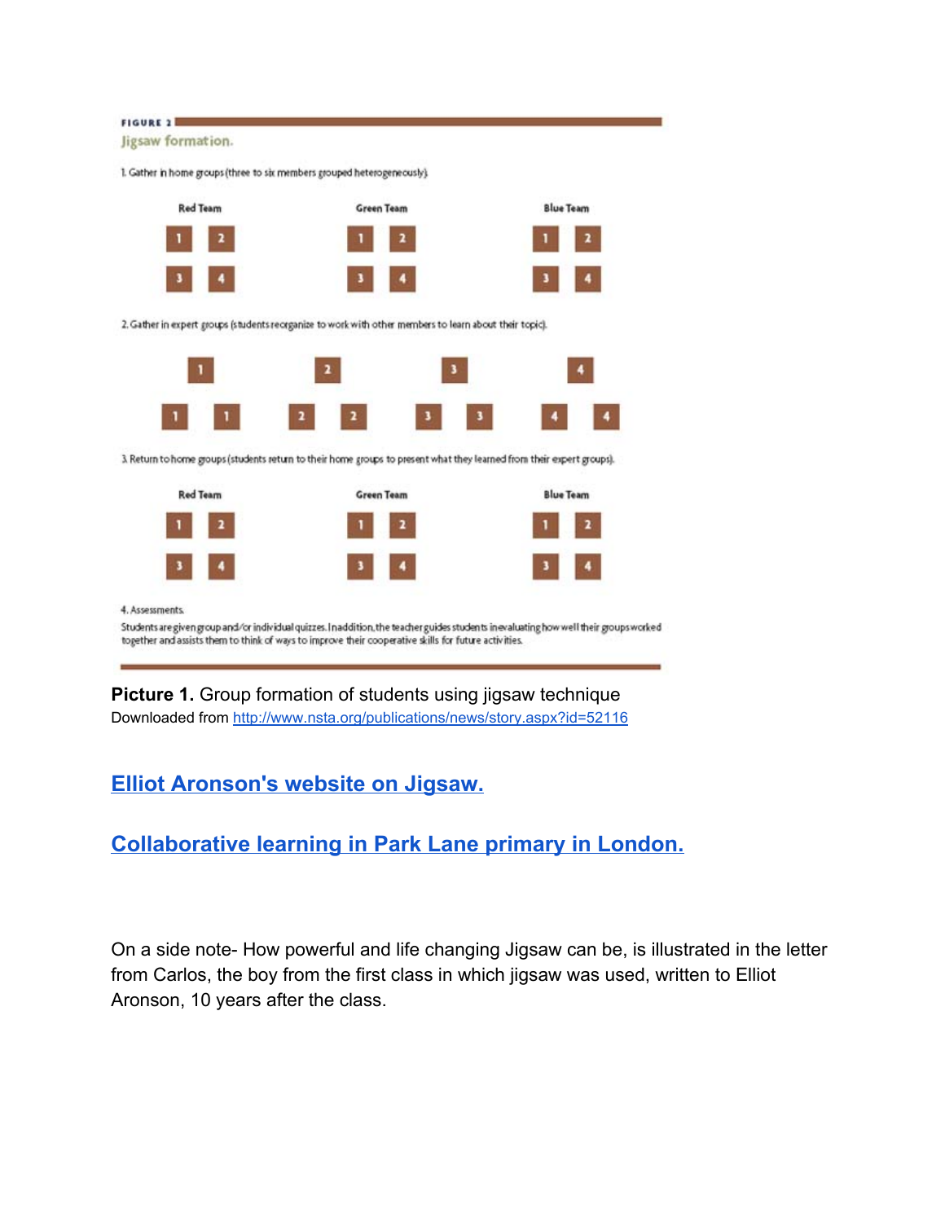FIGURE 2

Jigsaw formation.

1. Gather in home groups (three to six members grouped heterogeneously).

Red Team | Green Team | Blue Team

2. Gather in expert groups (students reorganize to work with other members to learn about their topic).

3. Return to home groups (students return to their home groups to present what they learned from their expert groups).

Red Team | Green Team | Blue Team

4. Assessments.

Students are given group and/or individual quizzes. In addition, the teacher guides students in evaluating how well their groups worked together and assists them to think of ways to improve their cooperative skills for future activities.

**Picture 1.** Group formation of students using jigsaw technique
Downloaded from http://www.nsta.org/publications/news/story.aspx?id=52116

## Elliot Aronson's website on Jigsaw.

## Collaborative learning in Park Lane primary in London.

On a side note- How powerful and life changing Jigsaw can be, is illustrated in the letter from Carlos, the boy from the first class in which jigsaw was used, written to Elliot Aronson, 10 years after the class.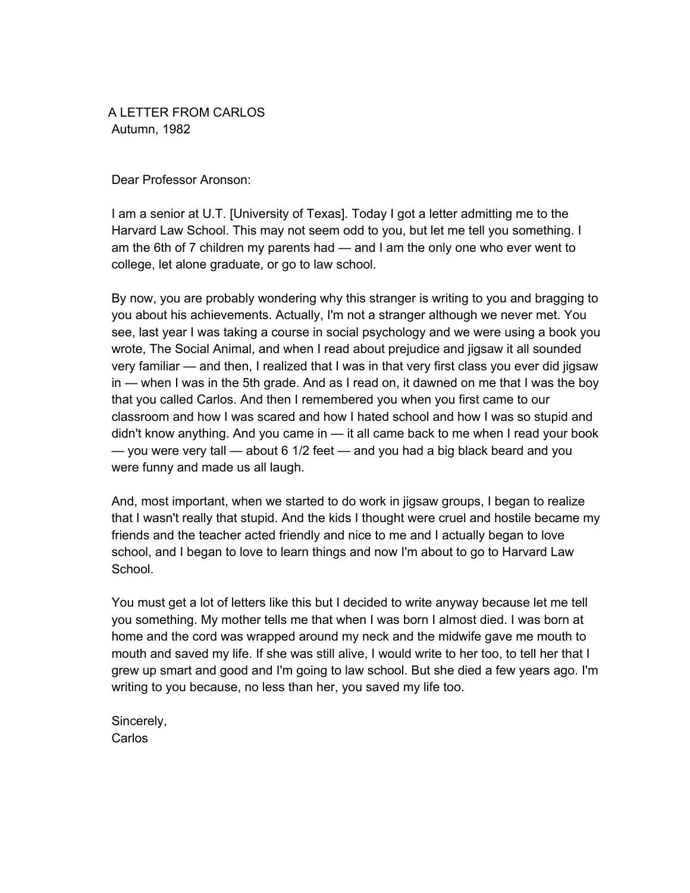# A LETTER FROM CARLOS

Autumn, 1982

Dear Professor Aronson:

I am a senior at U.T. [University of Texas]. Today I got a letter admitting me to the Harvard Law School. This may not seem odd to you, but let me tell you something. I am the 6th of 7 children my parents had — and I am the only one who ever went to college, let alone graduate, or go to law school.

By now, you are probably wondering why this stranger is writing to you and bragging to you about his achievements. Actually, I'm not a stranger although we never met. You see, last year I was taking a course in social psychology and we were using a book you wrote, The Social Animal, and when I read about prejudice and jigsaw it all sounded very familiar — and then, I realized that I was in that very first class you ever did jigsaw in — when I was in the 5th grade. And as I read on, it dawned on me that I was the boy that you called Carlos. And then I remembered you when you first came to our classroom and how I was scared and how I hated school and how I was so stupid and didn't know anything. And you came in — it all came back to me when I read your book — you were very tall — about 6 1/2 feet — and you had a big black beard and you were funny and made us all laugh.

And, most important, when we started to do work in jigsaw groups, I began to realize that I wasn't really that stupid. And the kids I thought were cruel and hostile became my friends and the teacher acted friendly and nice to me and I actually began to love school, and I began to love to learn things and now I'm about to go to Harvard Law School.

You must get a lot of letters like this but I decided to write anyway because let me tell you something. My mother tells me that when I was born I almost died. I was born at home and the cord was wrapped around my neck and the midwife gave me mouth to mouth and saved my life. If she was still alive, I would write to her too, to tell her that I grew up smart and good and I'm going to law school. But she died a few years ago. I'm writing to you because, no less than her, you saved my life too.

Sincerely,
Carlos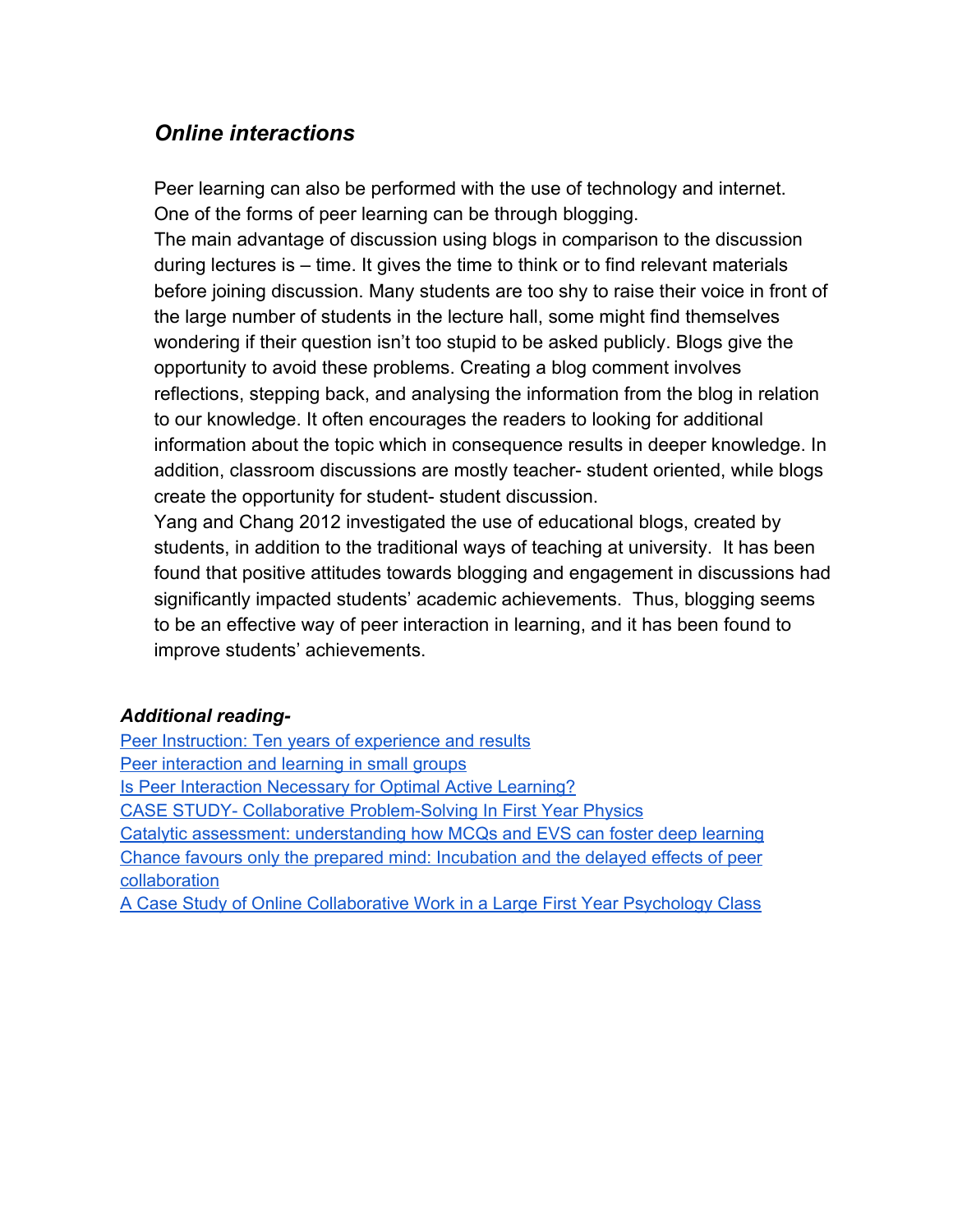### *Online interactions*

Peer learning can also be performed with the use of technology and internet. One of the forms of peer learning can be through blogging.

The main advantage of discussion using blogs in comparison to the discussion during lectures is – time. It gives the time to think or to find relevant materials before joining discussion. Many students are too shy to raise their voice in front of the large number of students in the lecture hall, some might find themselves wondering if their question isn't too stupid to be asked publicly. Blogs give the opportunity to avoid these problems. Creating a blog comment involves reflections, stepping back, and analysing the information from the blog in relation to our knowledge. It often encourages the readers to looking for additional information about the topic which in consequence results in deeper knowledge. In addition, classroom discussions are mostly teacher- student oriented, while blogs create the opportunity for student- student discussion.

Yang and Chang 2012 investigated the use of educational blogs, created by students, in addition to the traditional ways of teaching at university. It has been found that positive attitudes towards blogging and engagement in discussions had significantly impacted students' academic achievements. Thus, blogging seems to be an effective way of peer interaction in learning, and it has been found to improve students' achievements.

#### *Additional reading-*

Peer Instruction: Ten years of experience and results
Peer interaction and learning in small groups
Is Peer Interaction Necessary for Optimal Active Learning?
CASE STUDY- Collaborative Problem-Solving In First Year Physics
Catalytic assessment: understanding how MCQs and EVS can foster deep learning
Chance favours only the prepared mind: Incubation and the delayed effects of peer collaboration
A Case Study of Online Collaborative Work in a Large First Year Psychology Class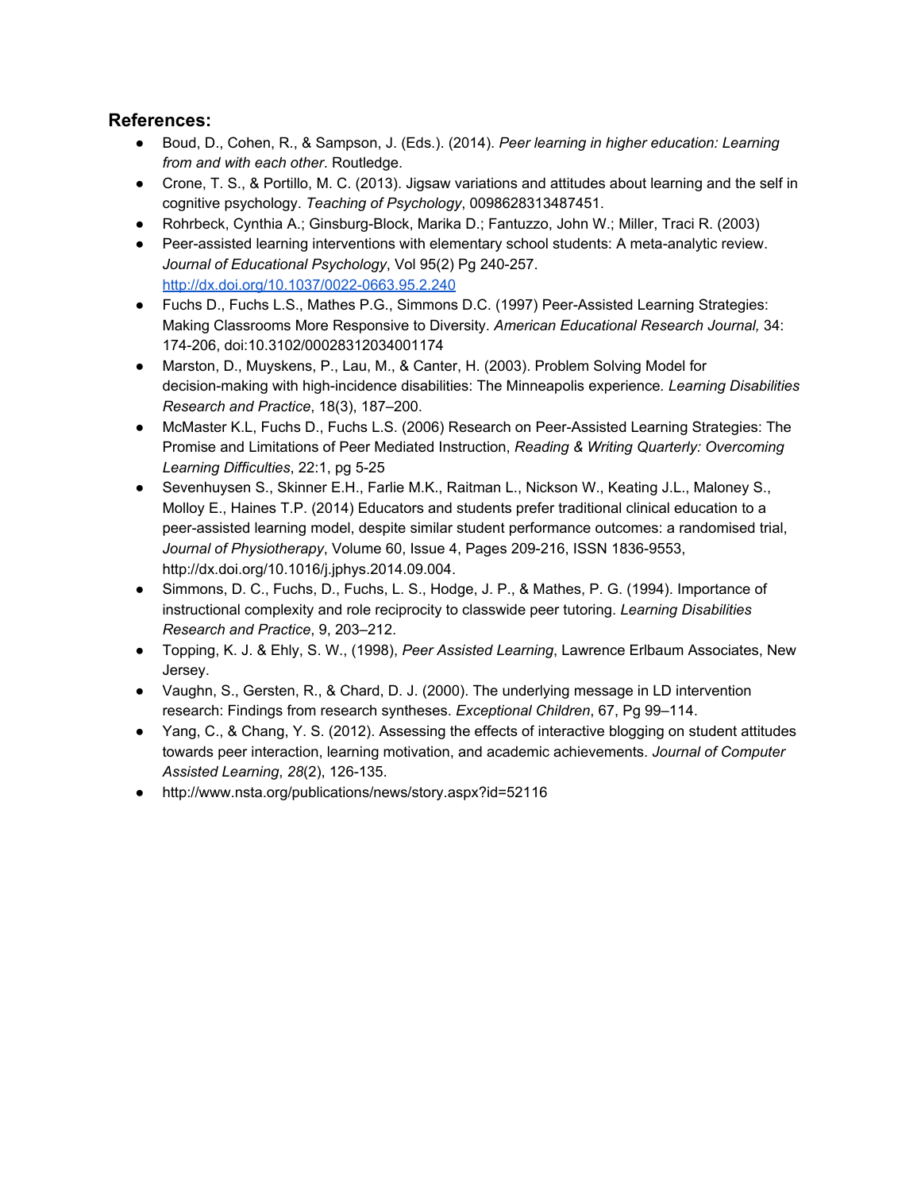### References:

- Boud, D., Cohen, R., & Sampson, J. (Eds.). (2014). *Peer learning in higher education: Learning from and with each other*. Routledge.
- Crone, T. S., & Portillo, M. C. (2013). Jigsaw variations and attitudes about learning and the self in cognitive psychology. *Teaching of Psychology*, 0098628313487451.
- Rohrbeck, Cynthia A.; Ginsburg-Block, Marika D.; Fantuzzo, John W.; Miller, Traci R. (2003)
- Peer-assisted learning interventions with elementary school students: A meta-analytic review. *Journal of Educational Psychology*, Vol 95(2) Pg 240-257. [http://dx.doi.org/10.1037/0022-0663.95.2.240](http://dx.doi.org/10.1037/0022-0663.95.2.240)
- Fuchs D., Fuchs L.S., Mathes P.G., Simmons D.C. (1997) Peer-Assisted Learning Strategies: Making Classrooms More Responsive to Diversity. *American Educational Research Journal,* 34: 174-206, doi:10.3102/00028312034001174
- Marston, D., Muyskens, P., Lau, M., & Canter, H. (2003). Problem Solving Model for decision-making with high-incidence disabilities: The Minneapolis experience. *Learning Disabilities Research and Practice*, 18(3), 187–200.
- McMaster K.L, Fuchs D., Fuchs L.S. (2006) Research on Peer-Assisted Learning Strategies: The Promise and Limitations of Peer Mediated Instruction, *Reading & Writing Quarterly: Overcoming Learning Difficulties*, 22:1, pg 5-25
- Sevenhuysen S., Skinner E.H., Farlie M.K., Raitman L., Nickson W., Keating J.L., Maloney S., Molloy E., Haines T.P. (2014) Educators and students prefer traditional clinical education to a peer-assisted learning model, despite similar student performance outcomes: a randomised trial, *Journal of Physiotherapy*, Volume 60, Issue 4, Pages 209-216, ISSN 1836-9553, http://dx.doi.org/10.1016/j.jphys.2014.09.004.
- Simmons, D. C., Fuchs, D., Fuchs, L. S., Hodge, J. P., & Mathes, P. G. (1994). Importance of instructional complexity and role reciprocity to classwide peer tutoring. *Learning Disabilities Research and Practice*, 9, 203–212.
- Topping, K. J. & Ehly, S. W., (1998), *Peer Assisted Learning*, Lawrence Erlbaum Associates, New Jersey.
- Vaughn, S., Gersten, R., & Chard, D. J. (2000). The underlying message in LD intervention research: Findings from research syntheses. *Exceptional Children*, 67, Pg 99–114.
- Yang, C., & Chang, Y. S. (2012). Assessing the effects of interactive blogging on student attitudes towards peer interaction, learning motivation, and academic achievements. *Journal of Computer Assisted Learning*, *28*(2), 126-135.
- http://www.nsta.org/publications/news/story.aspx?id=52116